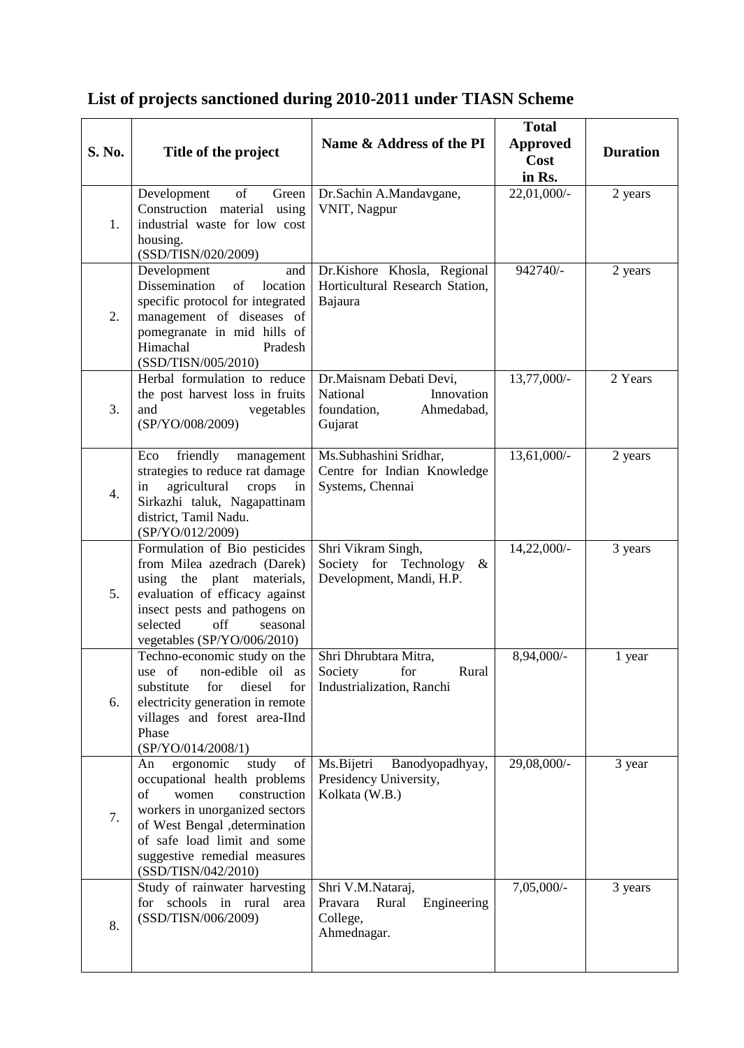## List of projects sanctioned during 2010-2011 under TIASN Scheme

| S. No. | Title of the project | Name & Address of the PI | Total Approved Cost in Rs. | Duration |
|---|---|---|---|---|
| 1. | Development of Green Construction material using industrial waste for low cost housing. (SSD/TISN/020/2009) | Dr.Sachin A.Mandavgane, VNIT, Nagpur | 22,01,000/- | 2 years |
| 2. | Development and Dissemination of location specific protocol for integrated management of diseases of pomegranate in mid hills of Himachal Pradesh (SSD/TISN/005/2010) | Dr.Kishore Khosla, Regional Horticultural Research Station, Bajaura | 942740/- | 2 years |
| 3. | Herbal formulation to reduce the post harvest loss in fruits and vegetables (SP/YO/008/2009) | Dr.Maisnam Debati Devi, National Innovation foundation, Ahmedabad, Gujarat | 13,77,000/- | 2 Years |
| 4. | Eco friendly management strategies to reduce rat damage in agricultural crops in Sirkazhi taluk, Nagapattinam district, Tamil Nadu. (SP/YO/012/2009) | Ms.Subhashini Sridhar, Centre for Indian Knowledge Systems, Chennai | 13,61,000/- | 2 years |
| 5. | Formulation of Bio pesticides from Milea azedrach (Darek) using the plant materials, evaluation of efficacy against insect pests and pathogens on selected off seasonal vegetables (SP/YO/006/2010) | Shri Vikram Singh, Society for Technology & Development, Mandi, H.P. | 14,22,000/- | 3 years |
| 6. | Techno-economic study on the use of non-edible oil as substitute for diesel for electricity generation in remote villages and forest area-IInd Phase (SP/YO/014/2008/1) | Shri Dhrubtara Mitra, Society for Rural Industrialization, Ranchi | 8,94,000/- | 1 year |
| 7. | An ergonomic study of occupational health problems of women construction workers in unorganized sectors of West Bengal ,determination of safe load limit and some suggestive remedial measures (SSD/TISN/042/2010) | Ms.Bijetri Banodyopadhyay, Presidency University, Kolkata (W.B.) | 29,08,000/- | 3 year |
| 8. | Study of rainwater harvesting for schools in rural area (SSD/TISN/006/2009) | Shri V.M.Nataraj, Pravara Rural Engineering College, Ahmednagar. | 7,05,000/- | 3 years |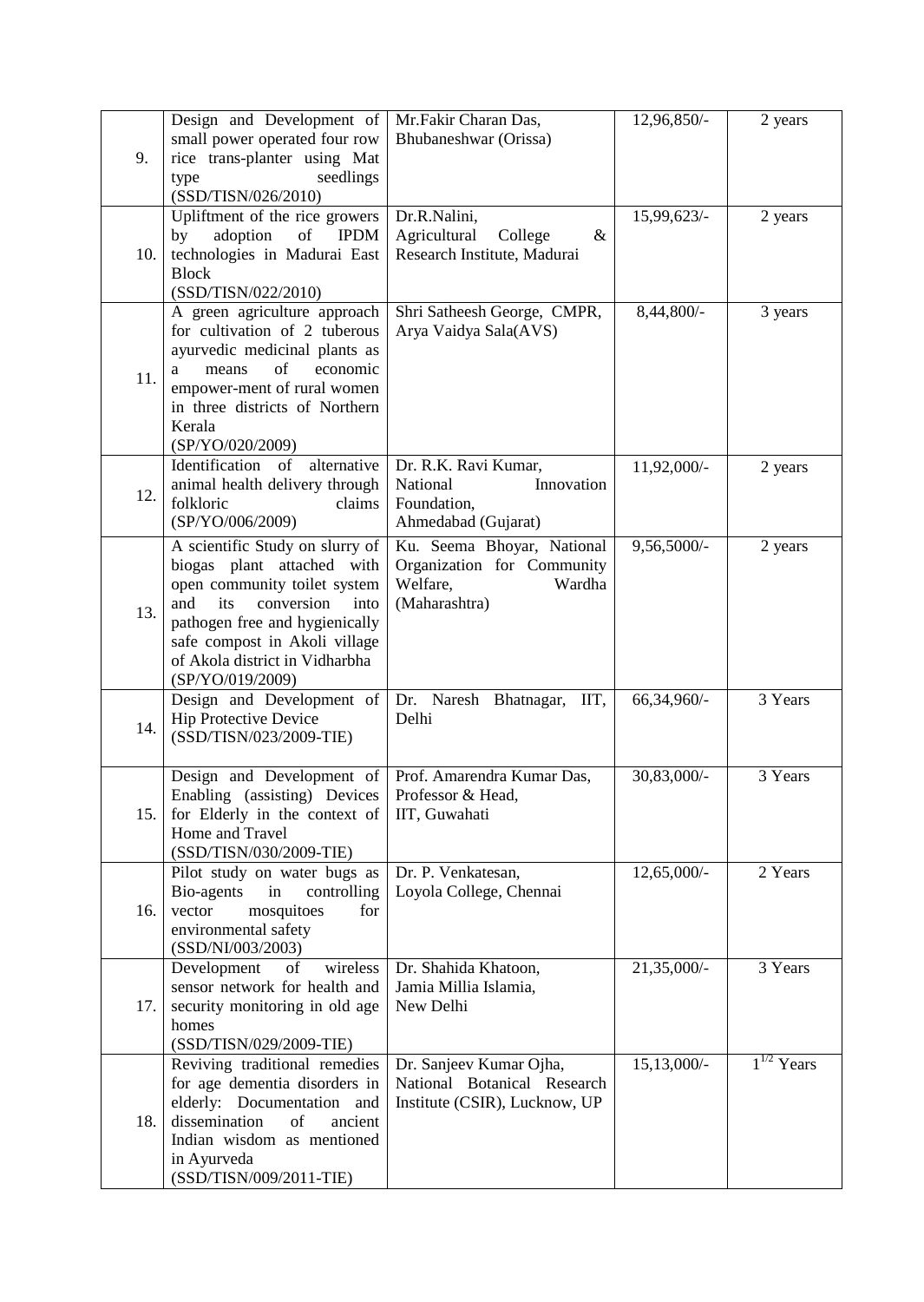| | | | | |
|---|---|---|---|---|
| 9. | Design and Development of small power operated four row rice trans-planter using Mat type seedlings (SSD/TISN/026/2010) | Mr.Fakir Charan Das, Bhubaneshwar (Orissa) | 12,96,850/- | 2 years |
| 10. | Upliftment of the rice growers by adoption of IPDM technologies in Madurai East Block (SSD/TISN/022/2010) | Dr.R.Nalini, Agricultural College & Research Institute, Madurai | 15,99,623/- | 2 years |
| 11. | A green agriculture approach for cultivation of 2 tuberous ayurvedic medicinal plants as a means of economic empower-ment of rural women in three districts of Northern Kerala (SP/YO/020/2009) | Shri Satheesh George, CMPR, Arya Vaidya Sala(AVS) | 8,44,800/- | 3 years |
| 12. | Identification of alternative animal health delivery through folkloric claims (SP/YO/006/2009) | Dr. R.K. Ravi Kumar, National Innovation Foundation, Ahmedabad (Gujarat) | 11,92,000/- | 2 years |
| 13. | A scientific Study on slurry of biogas plant attached with open community toilet system and its conversion into pathogen free and hygienically safe compost in Akoli village of Akola district in Vidharbha (SP/YO/019/2009) | Ku. Seema Bhoyar, National Organization for Community Welfare, Wardha (Maharashtra) | 9,56,5000/- | 2 years |
| 14. | Design and Development of Hip Protective Device (SSD/TISN/023/2009-TIE) | Dr. Naresh Bhatnagar, IIT, Delhi | 66,34,960/- | 3 Years |
| 15. | Design and Development of Enabling (assisting) Devices for Elderly in the context of Home and Travel (SSD/TISN/030/2009-TIE) | Prof. Amarendra Kumar Das, Professor & Head, IIT, Guwahati | 30,83,000/- | 3 Years |
| 16. | Pilot study on water bugs as Bio-agents in controlling vector mosquitoes for environmental safety (SSD/NI/003/2003) | Dr. P. Venkatesan, Loyola College, Chennai | 12,65,000/- | 2 Years |
| 17. | Development of wireless sensor network for health and security monitoring in old age homes (SSD/TISN/029/2009-TIE) | Dr. Shahida Khatoon, Jamia Millia Islamia, New Delhi | 21,35,000/- | 3 Years |
| 18. | Reviving traditional remedies for age dementia disorders in elderly: Documentation and dissemination of ancient Indian wisdom as mentioned in Ayurveda (SSD/TISN/009/2011-TIE) | Dr. Sanjeev Kumar Ojha, National Botanical Research Institute (CSIR), Lucknow, UP | 15,13,000/- | $1^{1/2}$ Years |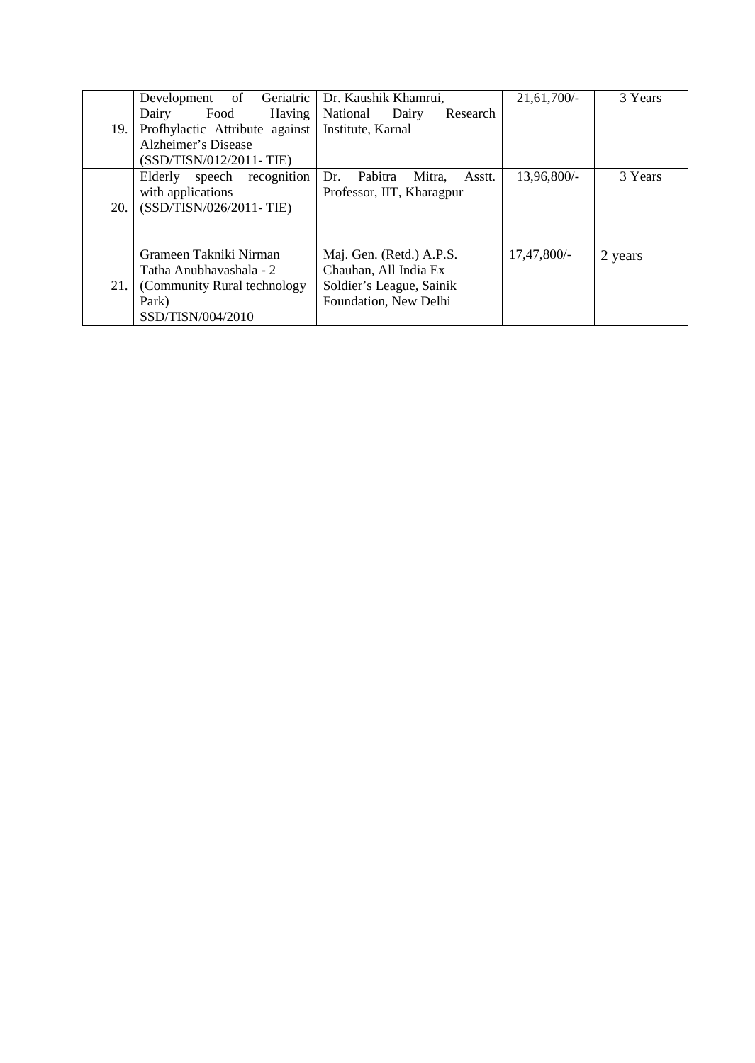| | | | | |
|---|---|---|---|---|
| 19. | Development of Geriatric Dairy Food Having Profhylactic Attribute against Alzheimer's Disease (SSD/TISN/012/2011- TIE) | Dr. Kaushik Khamrui, National Dairy Research Institute, Karnal | 21,61,700/- | 3 Years |
| 20. | Elderly speech recognition with applications (SSD/TISN/026/2011- TIE) | Dr. Pabitra Mitra, Asstt. Professor, IIT, Kharagpur | 13,96,800/- | 3 Years |
| 21. | Grameen Takniki Nirman Tatha Anubhavashala - 2 (Community Rural technology Park) SSD/TISN/004/2010 | Maj. Gen. (Retd.) A.P.S. Chauhan, All India Ex Soldier's League, Sainik Foundation, New Delhi | 17,47,800/- | 2 years |